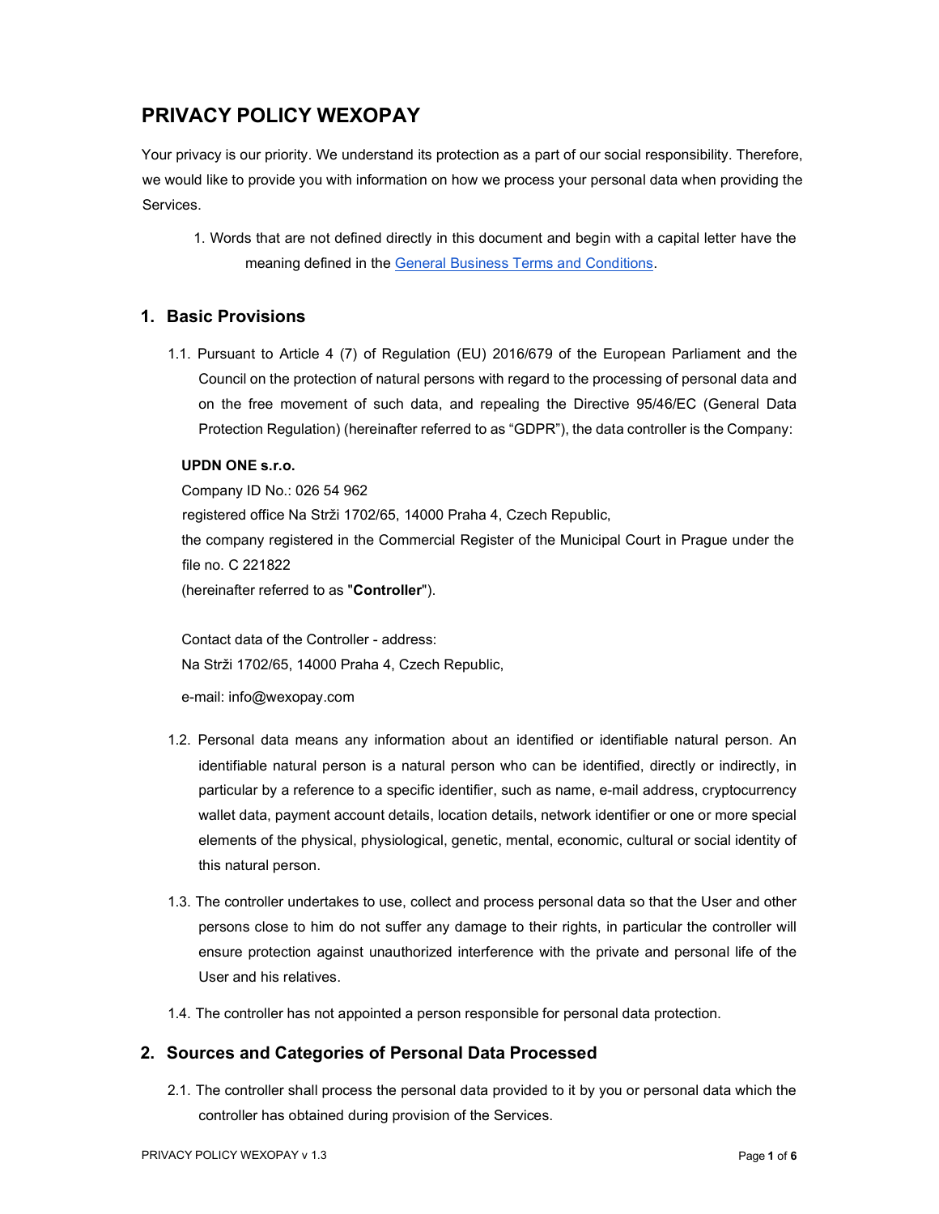# PRIVACY POLICY WEXOPAY

Your privacy is our priority. We understand its protection as a part of our social responsibility. Therefore, we would like to provide you with information on how we process your personal data when providing the Services.

1. Words that are not defined directly in this document and begin with a capital letter have the meaning defined in the [General Business Terms and Conditions](General Business Terms and Conditions).

## 1. Basic Provisions

1.1. Pursuant to Article 4 (7) of Regulation (EU) 2016/679 of the European Parliament and the Council on the protection of natural persons with regard to the processing of personal data and on the free movement of such data, and repealing the Directive 95/46/EC (General Data Protection Regulation) (hereinafter referred to as "GDPR"), the data controller is the Company:

**UPDN ONE s.r.o.**
Company ID No.: 026 54 962
registered office Na Strži 1702/65, 14000 Praha 4, Czech Republic,
the company registered in the Commercial Register of the Municipal Court in Prague under the file no. C 221822
(hereinafter referred to as "**Controller**").

Contact data of the Controller - address:
Na Strži 1702/65, 14000 Praha 4, Czech Republic,

e-mail: info@wexopay.com

1.2. Personal data means any information about an identified or identifiable natural person. An identifiable natural person is a natural person who can be identified, directly or indirectly, in particular by a reference to a specific identifier, such as name, e-mail address, cryptocurrency wallet data, payment account details, location details, network identifier or one or more special elements of the physical, physiological, genetic, mental, economic, cultural or social identity of this natural person.

1.3. The controller undertakes to use, collect and process personal data so that the User and other persons close to him do not suffer any damage to their rights, in particular the controller will ensure protection against unauthorized interference with the private and personal life of the User and his relatives.

1.4. The controller has not appointed a person responsible for personal data protection.

## 2. Sources and Categories of Personal Data Processed

2.1. The controller shall process the personal data provided to it by you or personal data which the controller has obtained during provision of the Services.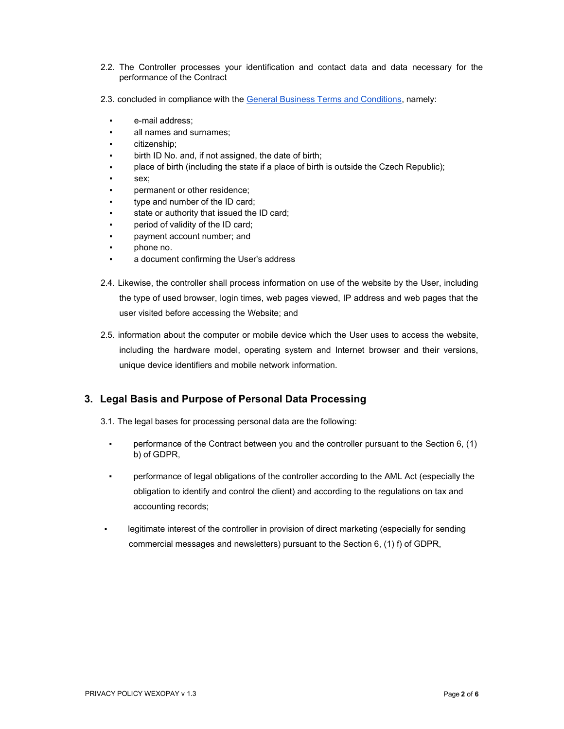2.2. The Controller processes your identification and contact data and data necessary for the performance of the Contract

2.3. concluded in compliance with the [General Business Terms and Conditions](), namely:

- e-mail address;
- all names and surnames;
- citizenship;
- birth ID No. and, if not assigned, the date of birth;
- place of birth (including the state if a place of birth is outside the Czech Republic);
- sex;
- permanent or other residence;
- type and number of the ID card;
- state or authority that issued the ID card;
- period of validity of the ID card;
- payment account number; and
- phone no.
- a document confirming the User's address

2.4. Likewise, the controller shall process information on use of the website by the User, including the type of used browser, login times, web pages viewed, IP address and web pages that the user visited before accessing the Website; and

2.5. information about the computer or mobile device which the User uses to access the website, including the hardware model, operating system and Internet browser and their versions, unique device identifiers and mobile network information.

## 3. Legal Basis and Purpose of Personal Data Processing

3.1. The legal bases for processing personal data are the following:

- performance of the Contract between you and the controller pursuant to the Section 6, (1) b) of GDPR,
- performance of legal obligations of the controller according to the AML Act (especially the obligation to identify and control the client) and according to the regulations on tax and accounting records;
- legitimate interest of the controller in provision of direct marketing (especially for sending commercial messages and newsletters) pursuant to the Section 6, (1) f) of GDPR,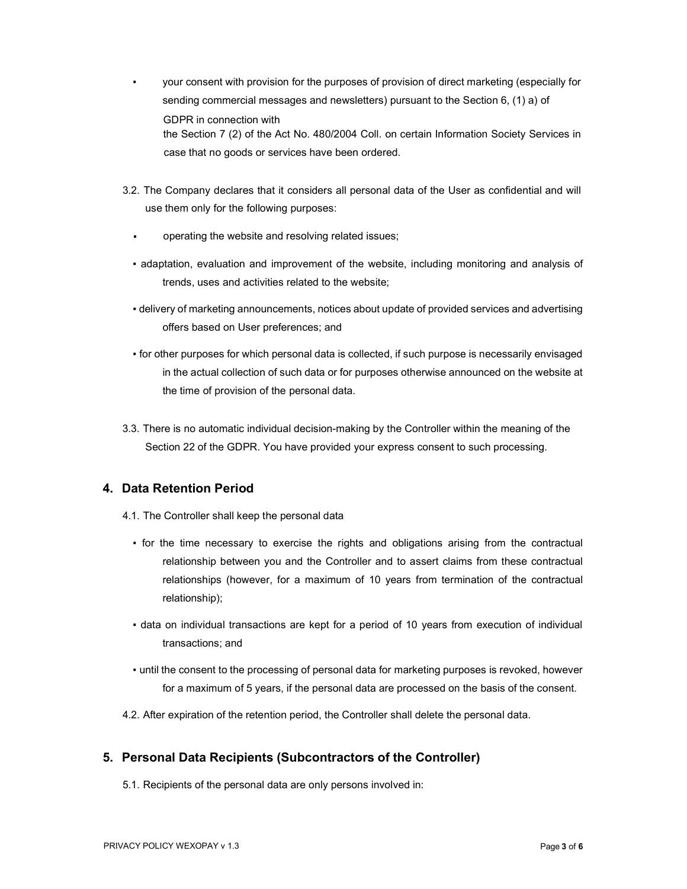- your consent with provision for the purposes of provision of direct marketing (especially for sending commercial messages and newsletters) pursuant to the Section 6, (1) a) of GDPR in connection with the Section 7 (2) of the Act No. 480/2004 Coll. on certain Information Society Services in case that no goods or services have been ordered.

3.2. The Company declares that it considers all personal data of the User as confidential and will use them only for the following purposes:

- operating the website and resolving related issues;
- adaptation, evaluation and improvement of the website, including monitoring and analysis of trends, uses and activities related to the website;
- delivery of marketing announcements, notices about update of provided services and advertising offers based on User preferences; and
- for other purposes for which personal data is collected, if such purpose is necessarily envisaged in the actual collection of such data or for purposes otherwise announced on the website at the time of provision of the personal data.

3.3. There is no automatic individual decision-making by the Controller within the meaning of the Section 22 of the GDPR. You have provided your express consent to such processing.

## 4. Data Retention Period

4.1. The Controller shall keep the personal data

- for the time necessary to exercise the rights and obligations arising from the contractual relationship between you and the Controller and to assert claims from these contractual relationships (however, for a maximum of 10 years from termination of the contractual relationship);
- data on individual transactions are kept for a period of 10 years from execution of individual transactions; and
- until the consent to the processing of personal data for marketing purposes is revoked, however for a maximum of 5 years, if the personal data are processed on the basis of the consent.

4.2. After expiration of the retention period, the Controller shall delete the personal data.

## 5. Personal Data Recipients (Subcontractors of the Controller)

5.1. Recipients of the personal data are only persons involved in: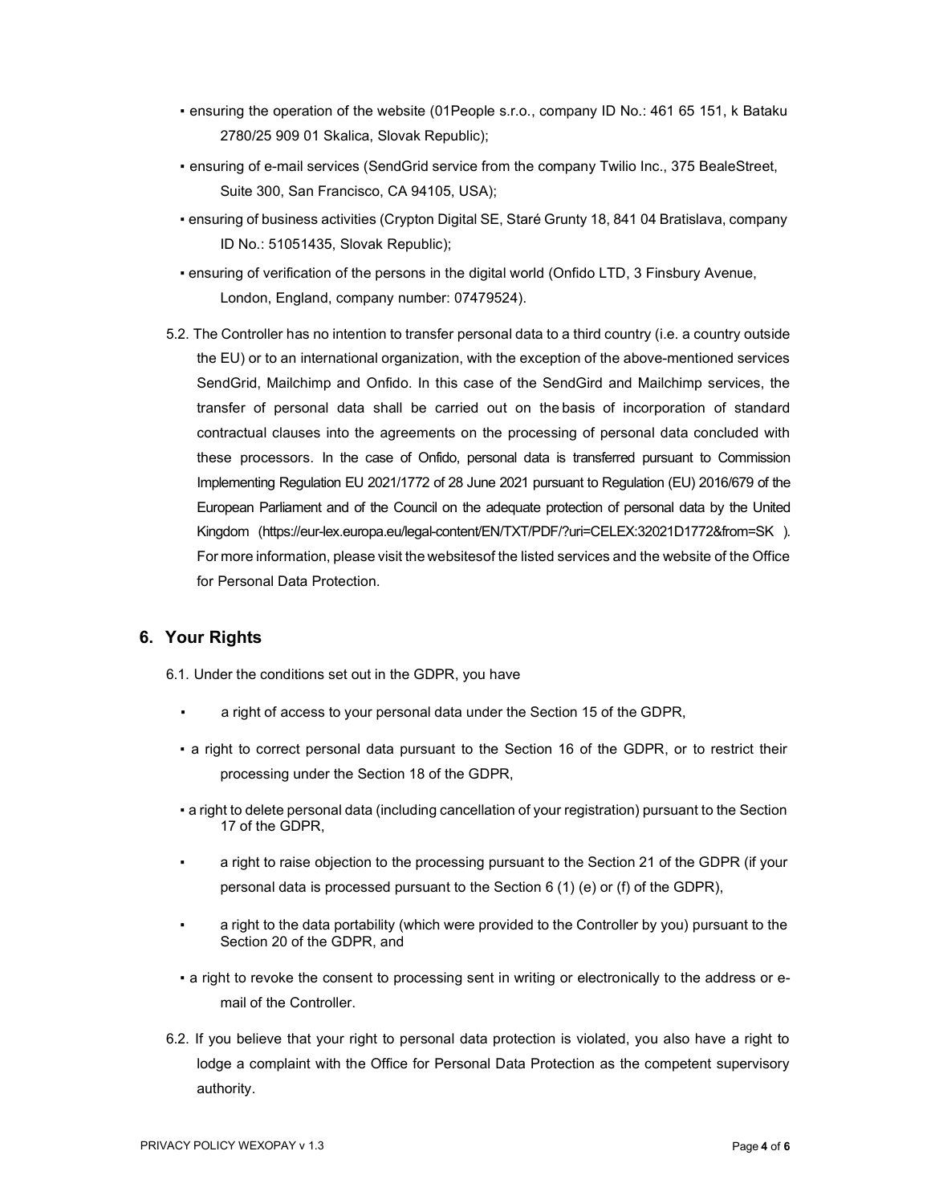- ensuring the operation of the website (01People s.r.o., company ID No.: 461 65 151, k Bataku 2780/25 909 01 Skalica, Slovak Republic);
- ensuring of e-mail services (SendGrid service from the company Twilio Inc., 375 BealeStreet, Suite 300, San Francisco, CA 94105, USA);
- ensuring of business activities (Crypton Digital SE, Staré Grunty 18, 841 04 Bratislava, company ID No.: 51051435, Slovak Republic);
- ensuring of verification of the persons in the digital world (Onfido LTD, 3 Finsbury Avenue, London, England, company number: 07479524).

5.2. The Controller has no intention to transfer personal data to a third country (i.e. a country outside the EU) or to an international organization, with the exception of the above-mentioned services SendGrid, Mailchimp and Onfido. In this case of the SendGird and Mailchimp services, the transfer of personal data shall be carried out on the basis of incorporation of standard contractual clauses into the agreements on the processing of personal data concluded with these processors. In the case of Onfido, personal data is transferred pursuant to Commission Implementing Regulation EU 2021/1772 of 28 June 2021 pursuant to Regulation (EU) 2016/679 of the European Parliament and of the Council on the adequate protection of personal data by the United Kingdom (https://eur-lex.europa.eu/legal-content/EN/TXT/PDF/?uri=CELEX:32021D1772&from=SK ). For more information, please visit the websitesof the listed services and the website of the Office for Personal Data Protection.

## 6. Your Rights

6.1. Under the conditions set out in the GDPR, you have

- a right of access to your personal data under the Section 15 of the GDPR,
- a right to correct personal data pursuant to the Section 16 of the GDPR, or to restrict their processing under the Section 18 of the GDPR,
- a right to delete personal data (including cancellation of your registration) pursuant to the Section 17 of the GDPR,
- a right to raise objection to the processing pursuant to the Section 21 of the GDPR (if your personal data is processed pursuant to the Section 6 (1) (e) or (f) of the GDPR),
- a right to the data portability (which were provided to the Controller by you) pursuant to the Section 20 of the GDPR, and
- a right to revoke the consent to processing sent in writing or electronically to the address or e-mail of the Controller.

6.2. If you believe that your right to personal data protection is violated, you also have a right to lodge a complaint with the Office for Personal Data Protection as the competent supervisory authority.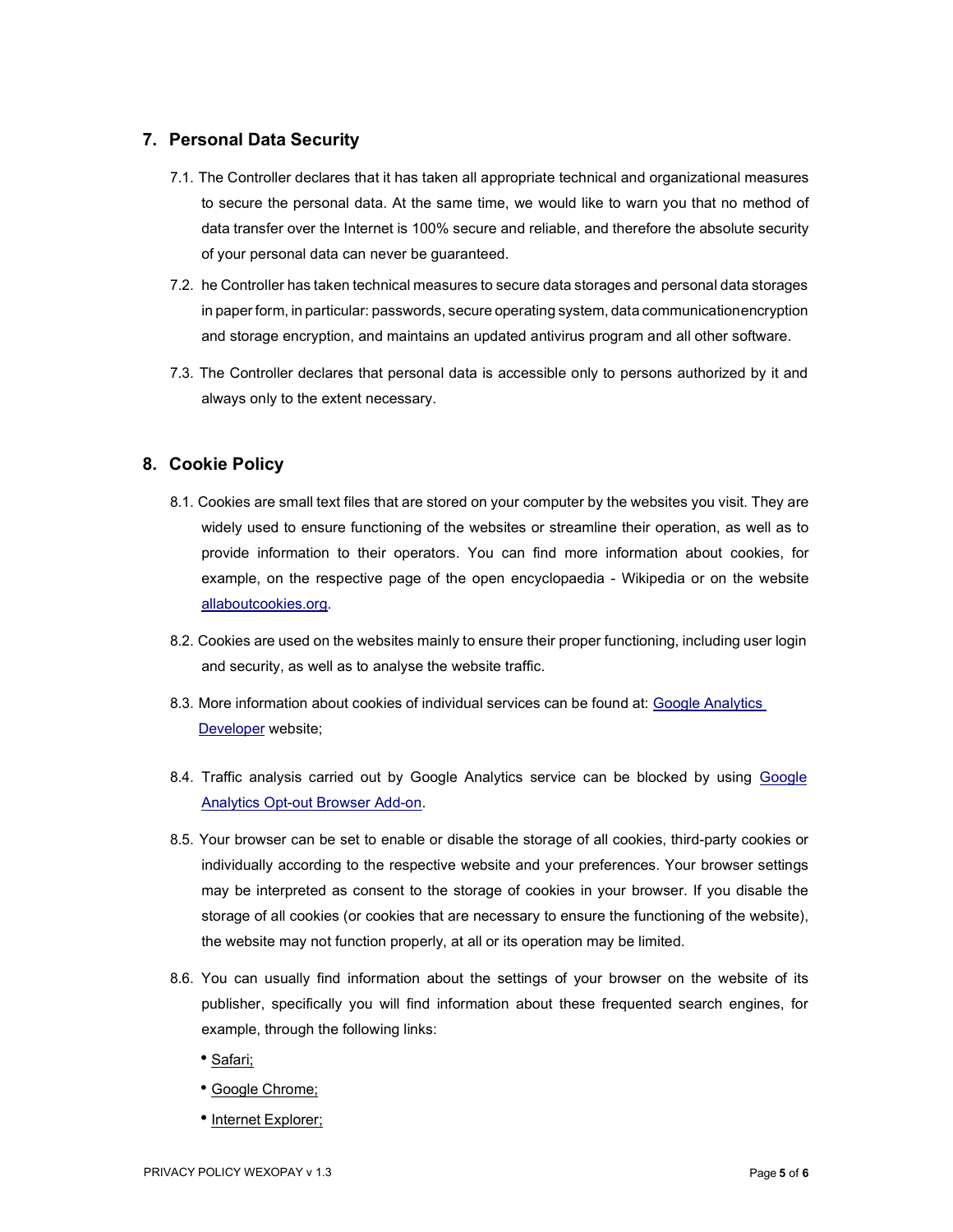## 7. Personal Data Security

7.1. The Controller declares that it has taken all appropriate technical and organizational measures to secure the personal data. At the same time, we would like to warn you that no method of data transfer over the Internet is 100% secure and reliable, and therefore the absolute security of your personal data can never be guaranteed.

7.2. he Controller has taken technical measures to secure data storages and personal data storages in paper form, in particular: passwords, secure operating system, data communicationencryption and storage encryption, and maintains an updated antivirus program and all other software.

7.3. The Controller declares that personal data is accessible only to persons authorized by it and always only to the extent necessary.

## 8. Cookie Policy

8.1. Cookies are small text files that are stored on your computer by the websites you visit. They are widely used to ensure functioning of the websites or streamline their operation, as well as to provide information to their operators. You can find more information about cookies, for example, on the respective page of the open encyclopaedia - Wikipedia or on the website allaboutcookies.org.

8.2. Cookies are used on the websites mainly to ensure their proper functioning, including user login and security, as well as to analyse the website traffic.

8.3. More information about cookies of individual services can be found at: Google Analytics Developer website;

8.4. Traffic analysis carried out by Google Analytics service can be blocked by using Google Analytics Opt-out Browser Add-on.

8.5. Your browser can be set to enable or disable the storage of all cookies, third-party cookies or individually according to the respective website and your preferences. Your browser settings may be interpreted as consent to the storage of cookies in your browser. If you disable the storage of all cookies (or cookies that are necessary to ensure the functioning of the website), the website may not function properly, at all or its operation may be limited.

8.6. You can usually find information about the settings of your browser on the website of its publisher, specifically you will find information about these frequented search engines, for example, through the following links:

- Safari;
- Google Chrome;
- Internet Explorer;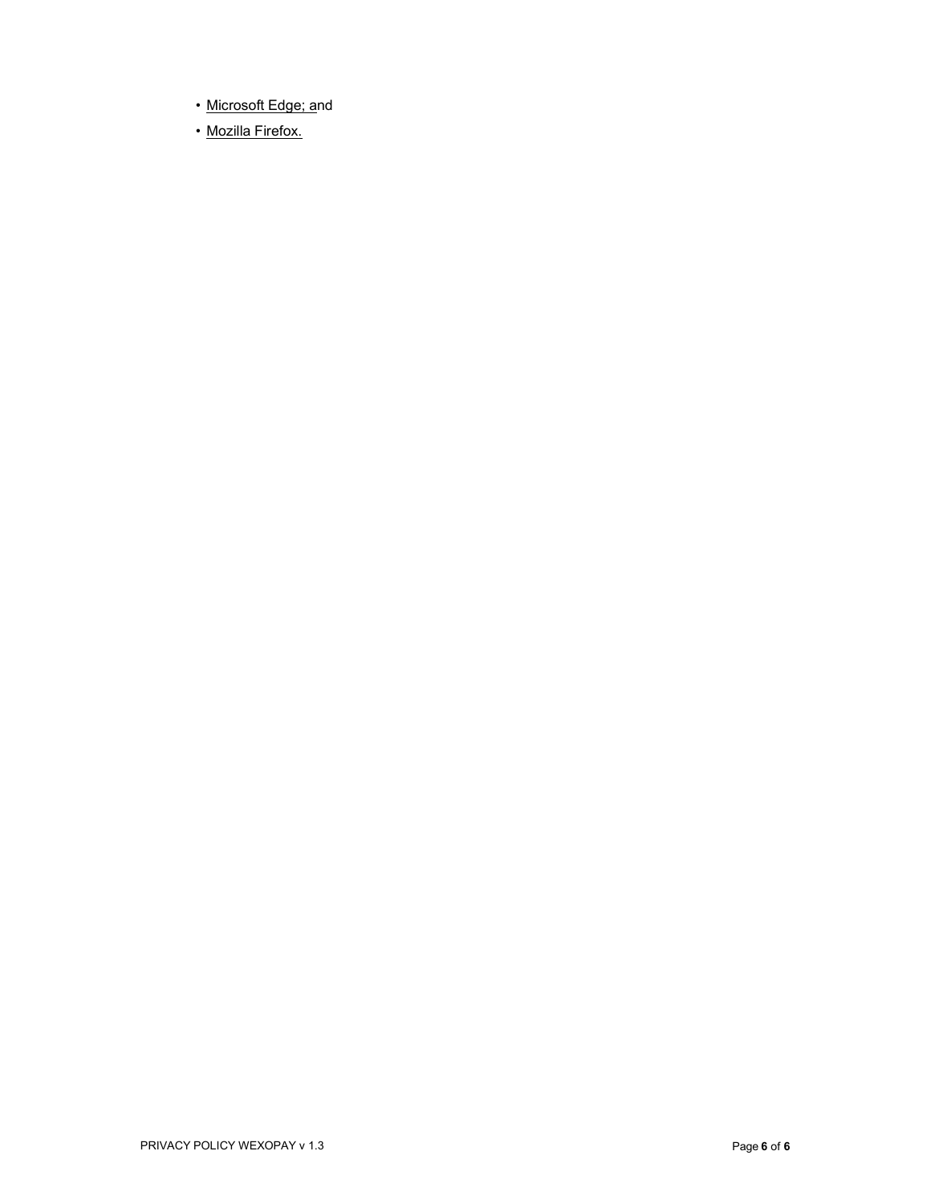- Microsoft Edge; and
- Mozilla Firefox.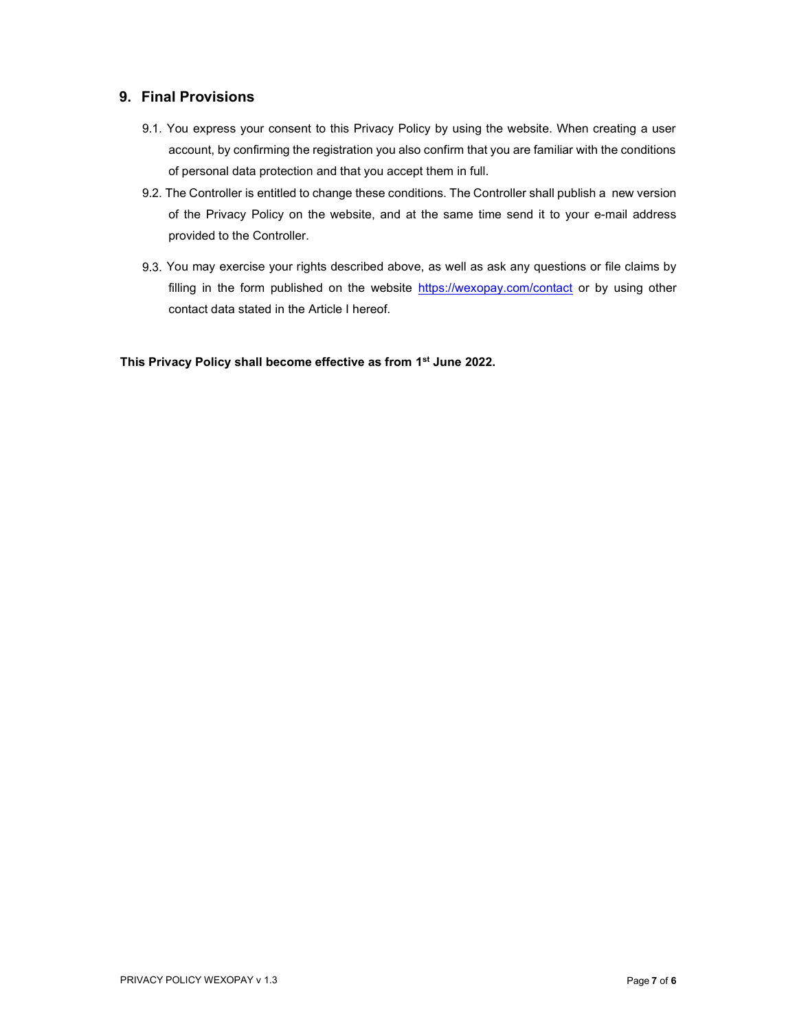## 9. Final Provisions

9.1. You express your consent to this Privacy Policy by using the website. When creating a user account, by confirming the registration you also confirm that you are familiar with the conditions of personal data protection and that you accept them in full.

9.2. The Controller is entitled to change these conditions. The Controller shall publish a new version of the Privacy Policy on the website, and at the same time send it to your e-mail address provided to the Controller.

9.3. You may exercise your rights described above, as well as ask any questions or file claims by filling in the form published on the website https://wexopay.com/contact or by using other contact data stated in the Article I hereof.

**This Privacy Policy shall become effective as from 1st June 2022.**